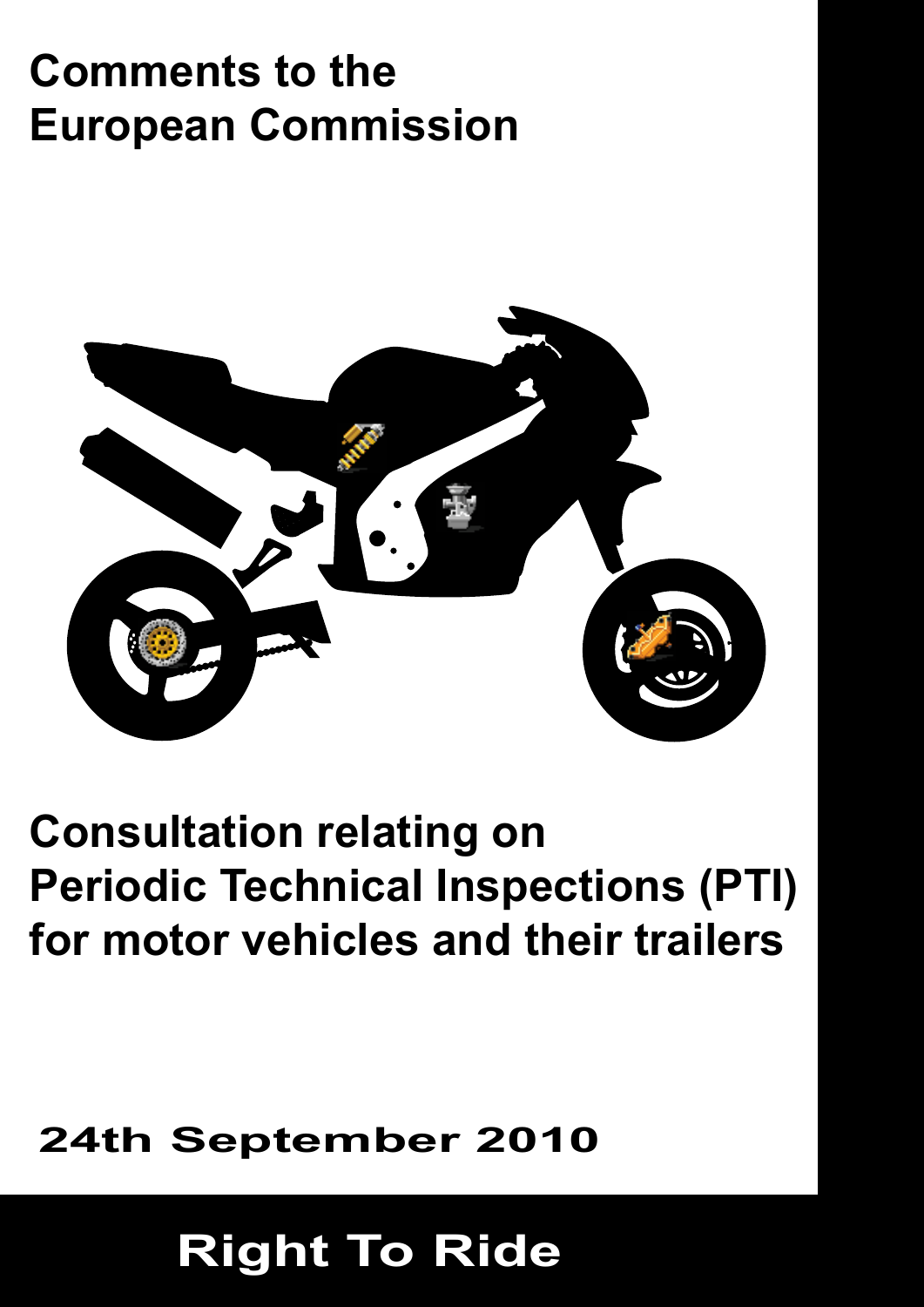# Comments to the European Commission

## Consultation relating on Periodic Technical Inspections (PTI) for motor vehicles and their trailers

**24th September 2010**

**Right To Ride**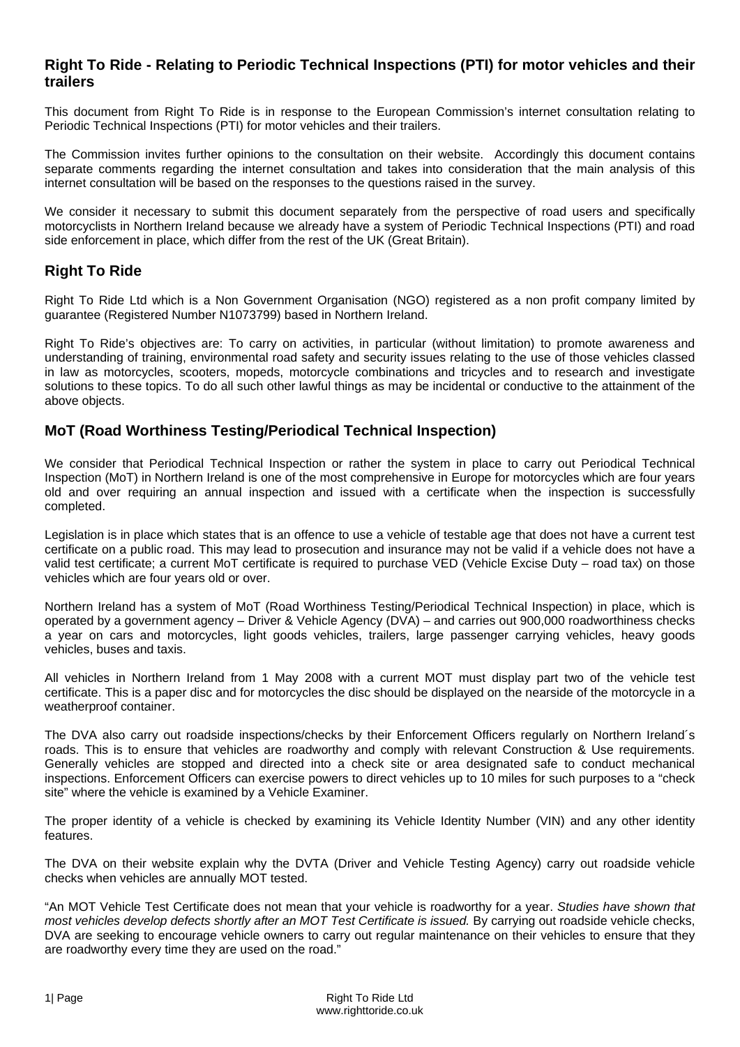## Right To Ride - Relating to Periodic Technical Inspections (PTI) for motor vehicles and their trailers

This document from Right To Ride is in response to the European Commission's internet consultation relating to Periodic Technical Inspections (PTI) for motor vehicles and their trailers.

The Commission invites further opinions to the consultation on their website. Accordingly this document contains separate comments regarding the internet consultation and takes into consideration that the main analysis of this internet consultation will be based on the responses to the questions raised in the survey.

We consider it necessary to submit this document separately from the perspective of road users and specifically motorcyclists in Northern Ireland because we already have a system of Periodic Technical Inspections (PTI) and road side enforcement in place, which differ from the rest of the UK (Great Britain).

## Right To Ride

Right To Ride Ltd which is a Non Government Organisation (NGO) registered as a non profit company limited by guarantee (Registered Number N1073799) based in Northern Ireland.

Right To Ride's objectives are: To carry on activities, in particular (without limitation) to promote awareness and understanding of training, environmental road safety and security issues relating to the use of those vehicles classed in law as motorcycles, scooters, mopeds, motorcycle combinations and tricycles and to research and investigate solutions to these topics. To do all such other lawful things as may be incidental or conductive to the attainment of the above objects.

## MoT (Road Worthiness Testing/Periodical Technical Inspection)

We consider that Periodical Technical Inspection or rather the system in place to carry out Periodical Technical Inspection (MoT) in Northern Ireland is one of the most comprehensive in Europe for motorcycles which are four years old and over requiring an annual inspection and issued with a certificate when the inspection is successfully completed.

Legislation is in place which states that is an offence to use a vehicle of testable age that does not have a current test certificate on a public road. This may lead to prosecution and insurance may not be valid if a vehicle does not have a valid test certificate; a current MoT certificate is required to purchase VED (Vehicle Excise Duty – road tax) on those vehicles which are four years old or over.

Northern Ireland has a system of MoT (Road Worthiness Testing/Periodical Technical Inspection) in place, which is operated by a government agency – Driver & Vehicle Agency (DVA) – and carries out 900,000 roadworthiness checks a year on cars and motorcycles, light goods vehicles, trailers, large passenger carrying vehicles, heavy goods vehicles, buses and taxis.

All vehicles in Northern Ireland from 1 May 2008 with a current MOT must display part two of the vehicle test certificate. This is a paper disc and for motorcycles the disc should be displayed on the nearside of the motorcycle in a weatherproof container.

The DVA also carry out roadside inspections/checks by their Enforcement Officers regularly on Northern Ireland´s roads. This is to ensure that vehicles are roadworthy and comply with relevant Construction & Use requirements. Generally vehicles are stopped and directed into a check site or area designated safe to conduct mechanical inspections. Enforcement Officers can exercise powers to direct vehicles up to 10 miles for such purposes to a "check site" where the vehicle is examined by a Vehicle Examiner.

The proper identity of a vehicle is checked by examining its Vehicle Identity Number (VIN) and any other identity features.

The DVA on their website explain why the DVTA (Driver and Vehicle Testing Agency) carry out roadside vehicle checks when vehicles are annually MOT tested.

"An MOT Vehicle Test Certificate does not mean that your vehicle is roadworthy for a year. *Studies have shown that most vehicles develop defects shortly after an MOT Test Certificate is issued.* By carrying out roadside vehicle checks, DVA are seeking to encourage vehicle owners to carry out regular maintenance on their vehicles to ensure that they are roadworthy every time they are used on the road."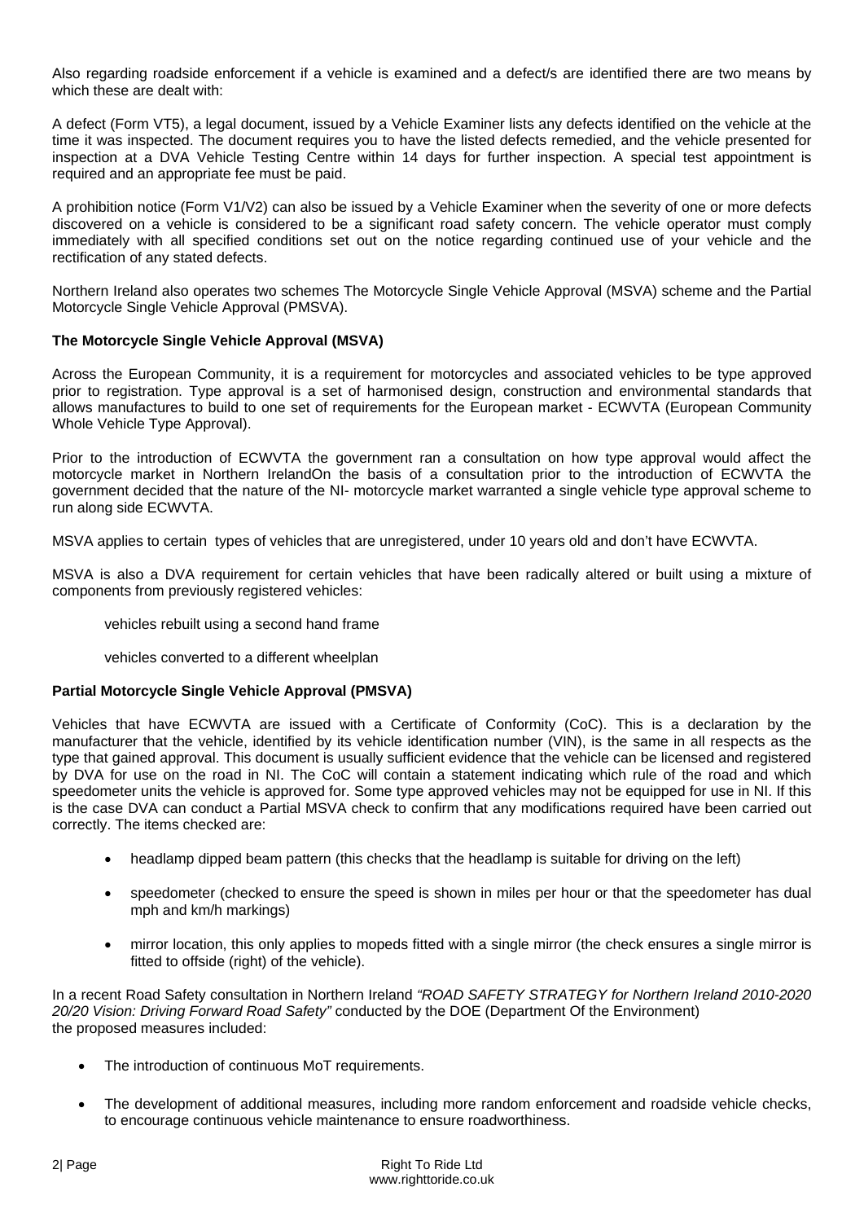Also regarding roadside enforcement if a vehicle is examined and a defect/s are identified there are two means by which these are dealt with:

A defect (Form VT5), a legal document, issued by a Vehicle Examiner lists any defects identified on the vehicle at the time it was inspected. The document requires you to have the listed defects remedied, and the vehicle presented for inspection at a DVA Vehicle Testing Centre within 14 days for further inspection. A special test appointment is required and an appropriate fee must be paid.

A prohibition notice (Form V1/V2) can also be issued by a Vehicle Examiner when the severity of one or more defects discovered on a vehicle is considered to be a significant road safety concern. The vehicle operator must comply immediately with all specified conditions set out on the notice regarding continued use of your vehicle and the rectification of any stated defects.

Northern Ireland also operates two schemes The Motorcycle Single Vehicle Approval (MSVA) scheme and the Partial Motorcycle Single Vehicle Approval (PMSVA).

**The Motorcycle Single Vehicle Approval (MSVA)**

Across the European Community, it is a requirement for motorcycles and associated vehicles to be type approved prior to registration. Type approval is a set of harmonised design, construction and environmental standards that allows manufactures to build to one set of requirements for the European market - ECWVTA (European Community Whole Vehicle Type Approval).

Prior to the introduction of ECWVTA the government ran a consultation on how type approval would affect the motorcycle market in Northern IrelandOn the basis of a consultation prior to the introduction of ECWVTA the government decided that the nature of the NI- motorcycle market warranted a single vehicle type approval scheme to run along side ECWVTA.

MSVA applies to certain types of vehicles that are unregistered, under 10 years old and don't have ECWVTA.

MSVA is also a DVA requirement for certain vehicles that have been radically altered or built using a mixture of components from previously registered vehicles:

vehicles rebuilt using a second hand frame

vehicles converted to a different wheelplan

**Partial Motorcycle Single Vehicle Approval (PMSVA)**

Vehicles that have ECWVTA are issued with a Certificate of Conformity (CoC). This is a declaration by the manufacturer that the vehicle, identified by its vehicle identification number (VIN), is the same in all respects as the type that gained approval. This document is usually sufficient evidence that the vehicle can be licensed and registered by DVA for use on the road in NI. The CoC will contain a statement indicating which rule of the road and which speedometer units the vehicle is approved for. Some type approved vehicles may not be equipped for use in NI. If this is the case DVA can conduct a Partial MSVA check to confirm that any modifications required have been carried out correctly. The items checked are:

- headlamp dipped beam pattern (this checks that the headlamp is suitable for driving on the left)
- speedometer (checked to ensure the speed is shown in miles per hour or that the speedometer has dual mph and km/h markings)
- mirror location, this only applies to mopeds fitted with a single mirror (the check ensures a single mirror is fitted to offside (right) of the vehicle).

In a recent Road Safety consultation in Northern Ireland *"ROAD SAFETY STRATEGY for Northern Ireland 2010-2020 20/20 Vision: Driving Forward Road Safety"* conducted by the DOE (Department Of the Environment) the proposed measures included:

- The introduction of continuous MoT requirements.
- The development of additional measures, including more random enforcement and roadside vehicle checks, to encourage continuous vehicle maintenance to ensure roadworthiness.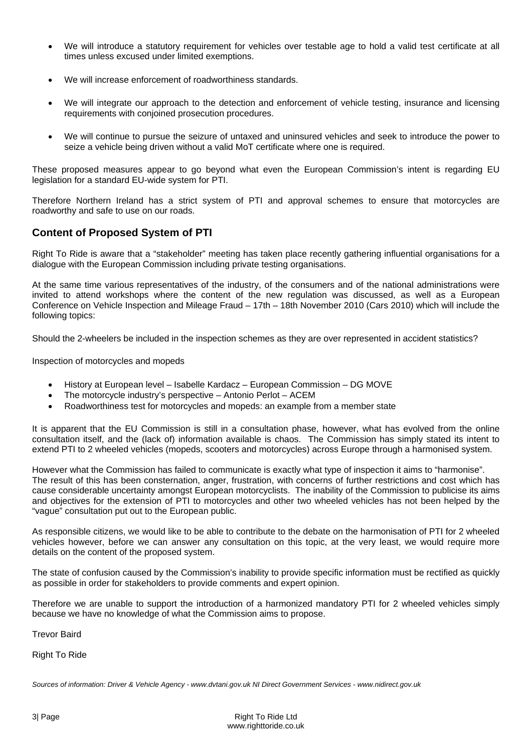- We will introduce a statutory requirement for vehicles over testable age to hold a valid test certificate at all times unless excused under limited exemptions.
- We will increase enforcement of roadworthiness standards.
- We will integrate our approach to the detection and enforcement of vehicle testing, insurance and licensing requirements with conjoined prosecution procedures.
- We will continue to pursue the seizure of untaxed and uninsured vehicles and seek to introduce the power to seize a vehicle being driven without a valid MoT certificate where one is required.

These proposed measures appear to go beyond what even the European Commission's intent is regarding EU legislation for a standard EU-wide system for PTI.

Therefore Northern Ireland has a strict system of PTI and approval schemes to ensure that motorcycles are roadworthy and safe to use on our roads.

## Content of Proposed System of PTI

Right To Ride is aware that a "stakeholder" meeting has taken place recently gathering influential organisations for a dialogue with the European Commission including private testing organisations.

At the same time various representatives of the industry, of the consumers and of the national administrations were invited to attend workshops where the content of the new regulation was discussed, as well as a European Conference on Vehicle Inspection and Mileage Fraud – 17th – 18th November 2010 (Cars 2010) which will include the following topics:

Should the 2-wheelers be included in the inspection schemes as they are over represented in accident statistics?

Inspection of motorcycles and mopeds

- History at European level – Isabelle Kardacz – European Commission – DG MOVE
- The motorcycle industry's perspective – Antonio Perlot – ACEM
- Roadworthiness test for motorcycles and mopeds: an example from a member state

It is apparent that the EU Commission is still in a consultation phase, however, what has evolved from the online consultation itself, and the (lack of) information available is chaos. The Commission has simply stated its intent to extend PTI to 2 wheeled vehicles (mopeds, scooters and motorcycles) across Europe through a harmonised system.

However what the Commission has failed to communicate is exactly what type of inspection it aims to "harmonise". The result of this has been consternation, anger, frustration, with concerns of further restrictions and cost which has cause considerable uncertainty amongst European motorcyclists. The inability of the Commission to publicise its aims and objectives for the extension of PTI to motorcycles and other two wheeled vehicles has not been helped by the "vague" consultation put out to the European public.

As responsible citizens, we would like to be able to contribute to the debate on the harmonisation of PTI for 2 wheeled vehicles however, before we can answer any consultation on this topic, at the very least, we would require more details on the content of the proposed system.

The state of confusion caused by the Commission's inability to provide specific information must be rectified as quickly as possible in order for stakeholders to provide comments and expert opinion.

Therefore we are unable to support the introduction of a harmonized mandatory PTI for 2 wheeled vehicles simply because we have no knowledge of what the Commission aims to propose.

Trevor Baird

Right To Ride

*Sources of information: Driver & Vehicle Agency - www.dvtani.gov.uk NI Direct Government Services - www.nidirect.gov.uk*